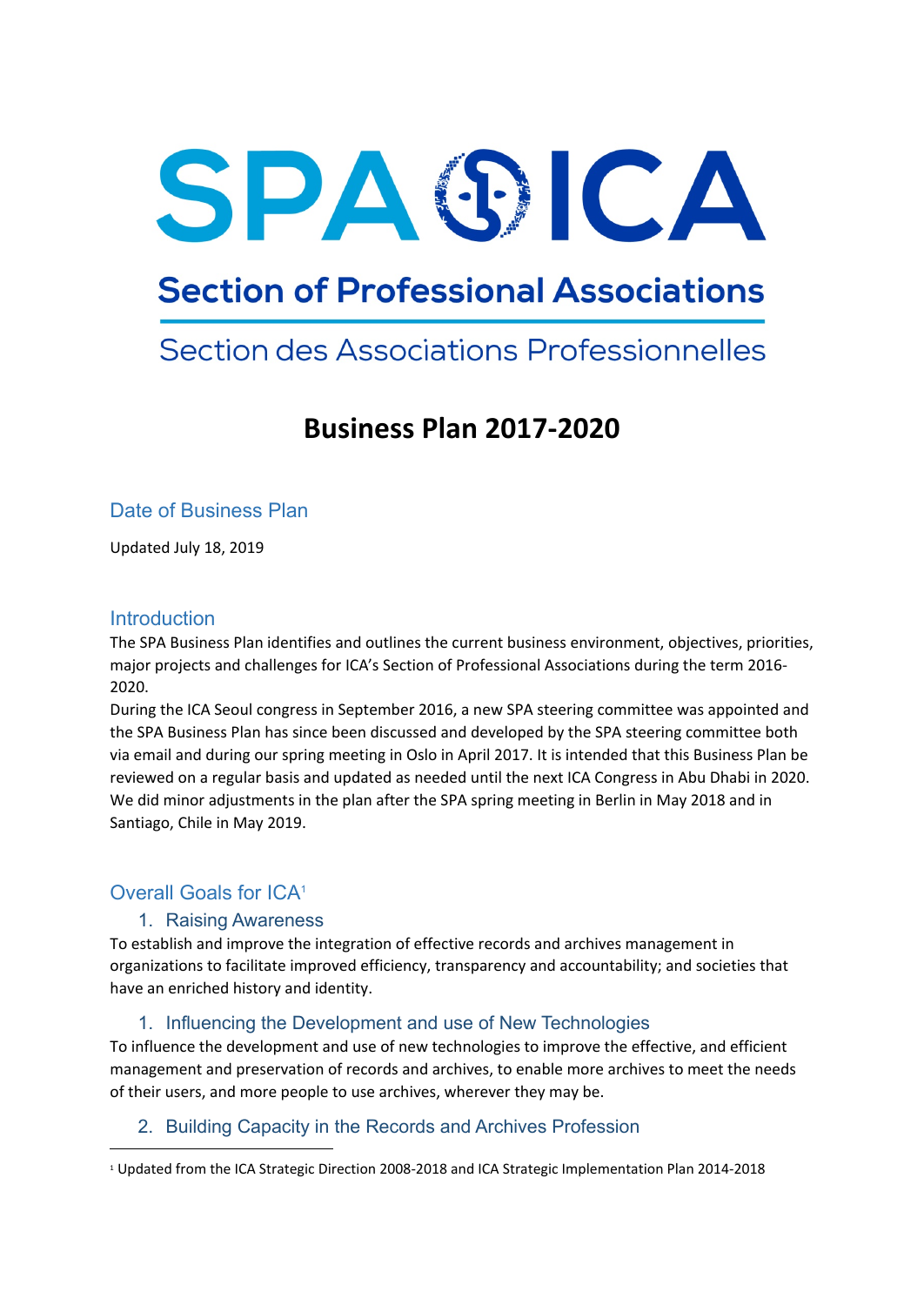# SPA ICA

## Section of Professional Associations

## Section des Associations Professionnelles

# Business Plan 2017-2020

## Date of Business Plan

Updated July 18, 2019

## Introduction

The SPA Business Plan identifies and outlines the current business environment, objectives, priorities, major projects and challenges for ICA's Section of Professional Associations during the term 2016-2020.

During the ICA Seoul congress in September 2016, a new SPA steering committee was appointed and the SPA Business Plan has since been discussed and developed by the SPA steering committee both via email and during our spring meeting in Oslo in April 2017. It is intended that this Business Plan be reviewed on a regular basis and updated as needed until the next ICA Congress in Abu Dhabi in 2020. We did minor adjustments in the plan after the SPA spring meeting in Berlin in May 2018 and in Santiago, Chile in May 2019.

## Overall Goals for ICA[1]

### 1. Raising Awareness

To establish and improve the integration of effective records and archives management in organizations to facilitate improved efficiency, transparency and accountability; and societies that have an enriched history and identity.

### 1. Influencing the Development and use of New Technologies

To influence the development and use of new technologies to improve the effective, and efficient management and preservation of records and archives, to enable more archives to meet the needs of their users, and more people to use archives, wherever they may be.

### 2. Building Capacity in the Records and Archives Profession

[1] Updated from the ICA Strategic Direction 2008-2018 and ICA Strategic Implementation Plan 2014-2018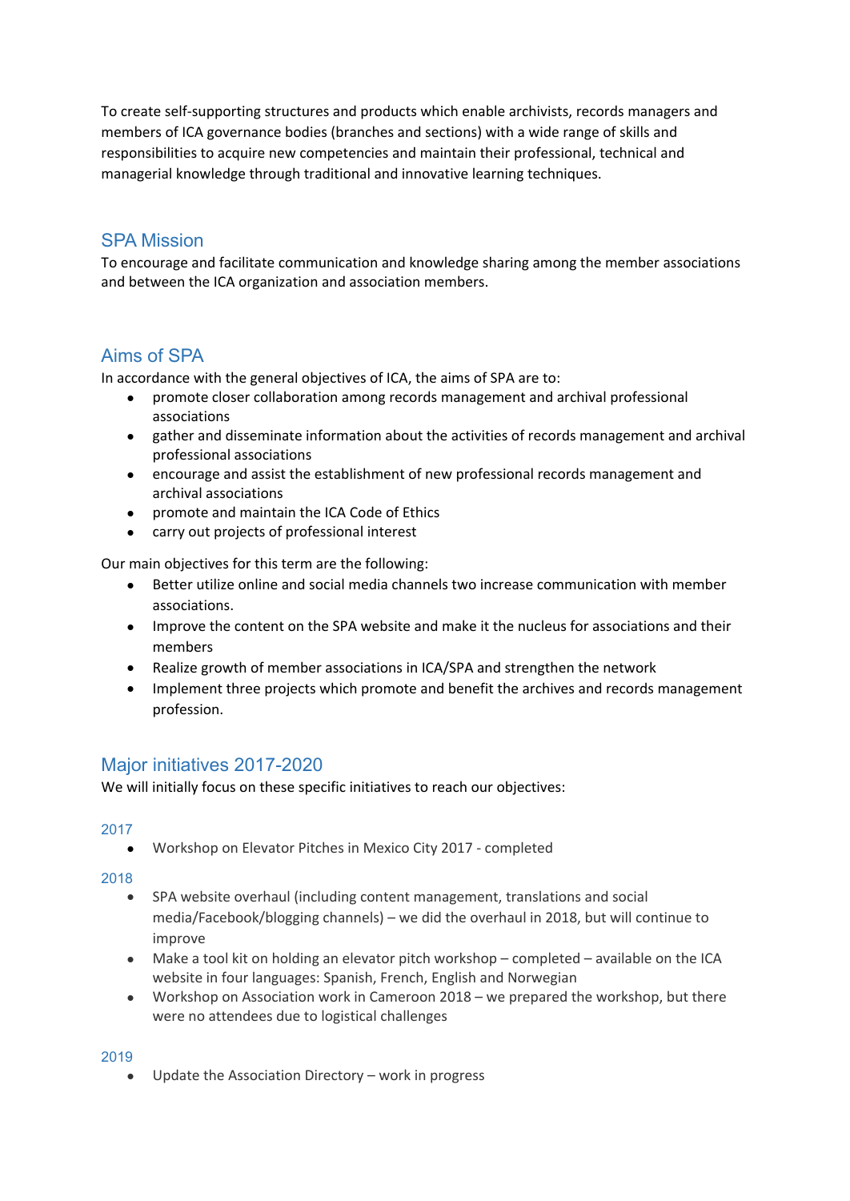To create self-supporting structures and products which enable archivists, records managers and members of ICA governance bodies (branches and sections) with a wide range of skills and responsibilities to acquire new competencies and maintain their professional, technical and managerial knowledge through traditional and innovative learning techniques.

## SPA Mission

To encourage and facilitate communication and knowledge sharing among the member associations and between the ICA organization and association members.

## Aims of SPA

In accordance with the general objectives of ICA, the aims of SPA are to:

- promote closer collaboration among records management and archival professional associations
- gather and disseminate information about the activities of records management and archival professional associations
- encourage and assist the establishment of new professional records management and archival associations
- promote and maintain the ICA Code of Ethics
- carry out projects of professional interest

Our main objectives for this term are the following:

- Better utilize online and social media channels two increase communication with member associations.
- Improve the content on the SPA website and make it the nucleus for associations and their members
- Realize growth of member associations in ICA/SPA and strengthen the network
- Implement three projects which promote and benefit the archives and records management profession.

## Major initiatives 2017-2020

We will initially focus on these specific initiatives to reach our objectives:

### 2017

- Workshop on Elevator Pitches in Mexico City 2017 - completed

### 2018

- SPA website overhaul (including content management, translations and social media/Facebook/blogging channels) – we did the overhaul in 2018, but will continue to improve
- Make a tool kit on holding an elevator pitch workshop – completed – available on the ICA website in four languages: Spanish, French, English and Norwegian
- Workshop on Association work in Cameroon 2018 – we prepared the workshop, but there were no attendees due to logistical challenges

### 2019

- Update the Association Directory – work in progress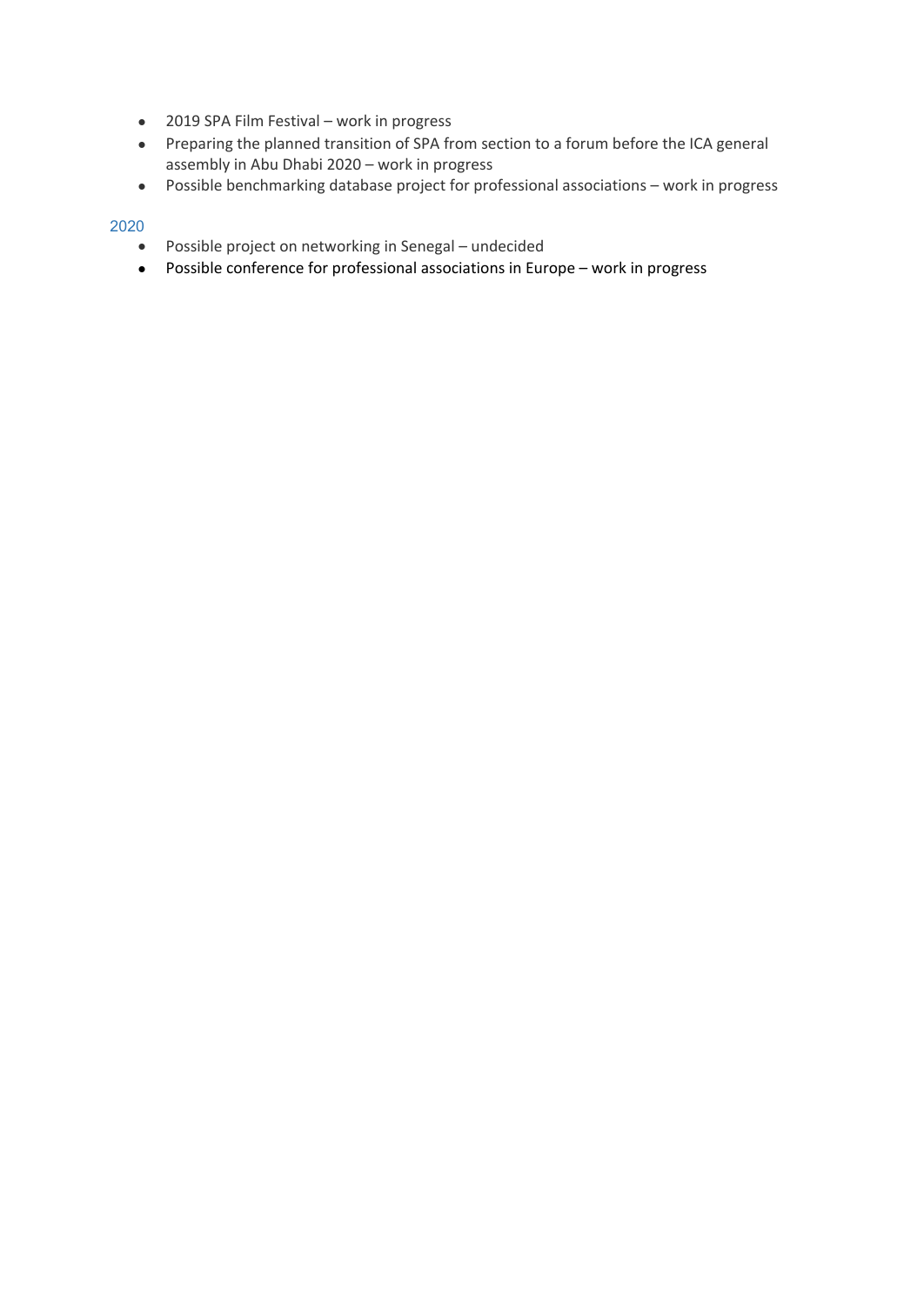- 2019 SPA Film Festival – work in progress
- Preparing the planned transition of SPA from section to a forum before the ICA general assembly in Abu Dhabi 2020 – work in progress
- Possible benchmarking database project for professional associations – work in progress

### 2020

- Possible project on networking in Senegal – undecided
- Possible conference for professional associations in Europe – work in progress